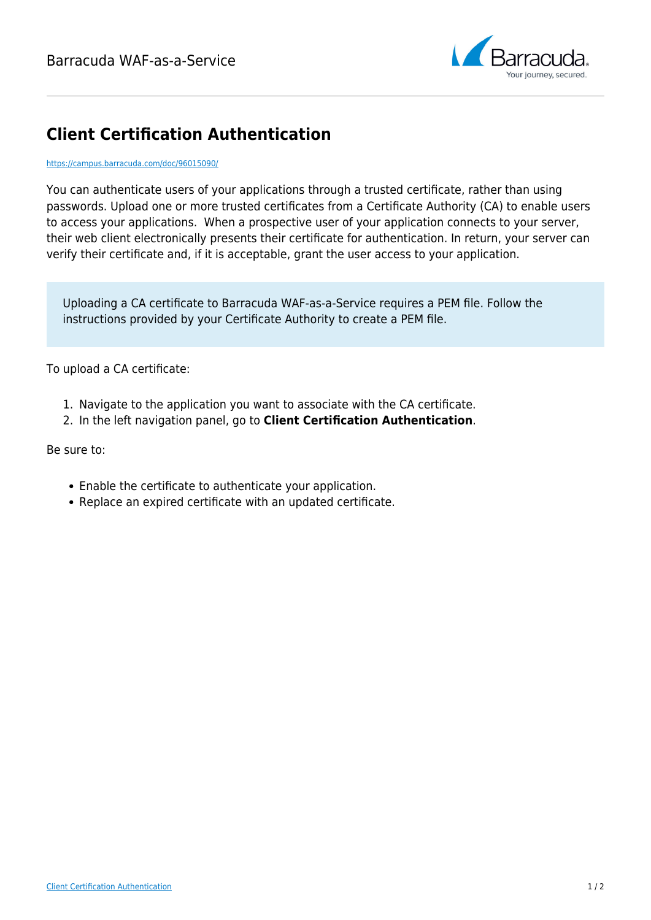# Client Certification Authentication

https://campus.barracuda.com/doc/96015090/

You can authenticate users of your applications through a trusted certificate, rather than using passwords. Upload one or more trusted certificates from a Certificate Authority (CA) to enable users to access your applications.  When a prospective user of your application connects to your server, their web client electronically presents their certificate for authentication. In return, your server can verify their certificate and, if it is acceptable, grant the user access to your application.

> Uploading a CA certificate to Barracuda WAF-as-a-Service requires a PEM file. Follow the instructions provided by your Certificate Authority to create a PEM file.

To upload a CA certificate:

1. Navigate to the application you want to associate with the CA certificate.
2. In the left navigation panel, go to **Client Certification Authentication**.

Be sure to:

- Enable the certificate to authenticate your application.
- Replace an expired certificate with an updated certificate.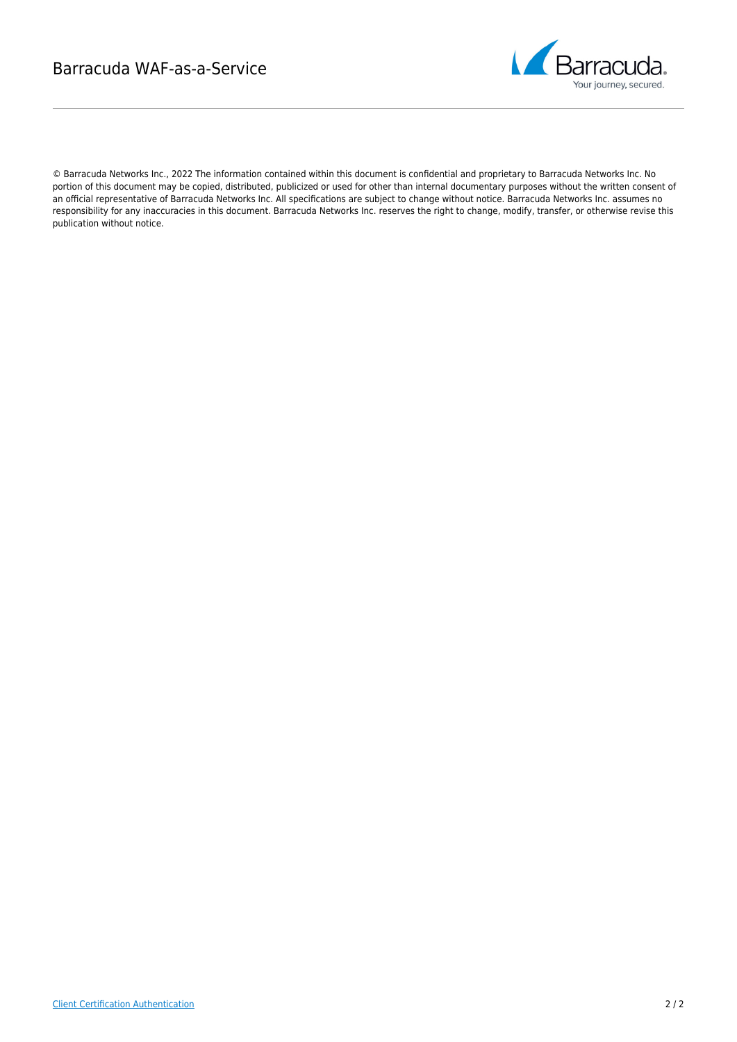© Barracuda Networks Inc., 2022 The information contained within this document is confidential and proprietary to Barracuda Networks Inc. No portion of this document may be copied, distributed, publicized or used for other than internal documentary purposes without the written consent of an official representative of Barracuda Networks Inc. All specifications are subject to change without notice. Barracuda Networks Inc. assumes no responsibility for any inaccuracies in this document. Barracuda Networks Inc. reserves the right to change, modify, transfer, or otherwise revise this publication without notice.